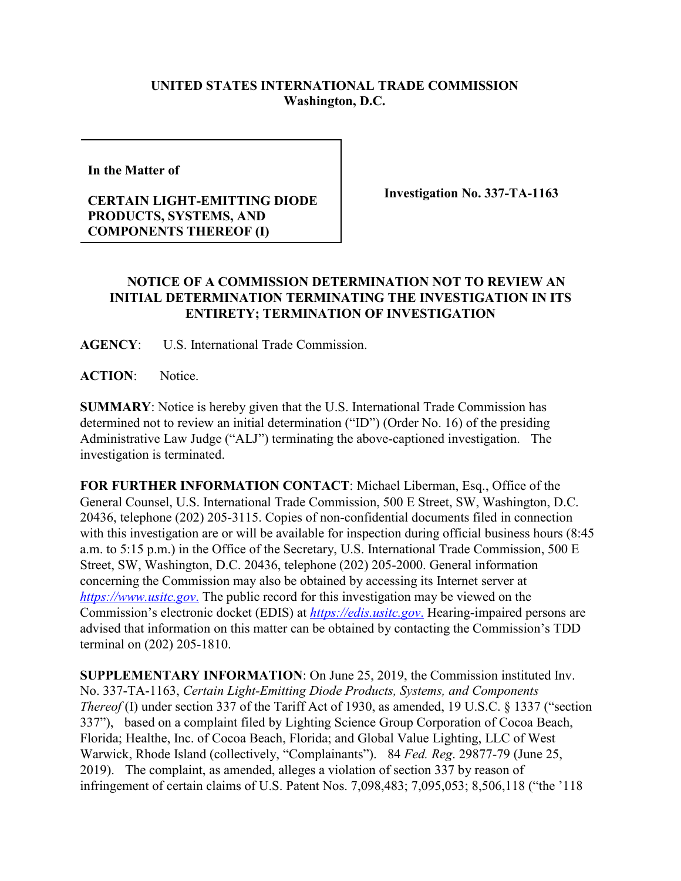**UNITED STATES INTERNATIONAL TRADE COMMISSION**
**Washington, D.C.**

| In the Matter of<br><br>**CERTAIN LIGHT-EMITTING DIODE PRODUCTS, SYSTEMS, AND COMPONENTS THEREOF (I)** | **Investigation No. 337-TA-1163** |
| --- | --- |

## NOTICE OF A COMMISSION DETERMINATION NOT TO REVIEW AN INITIAL DETERMINATION TERMINATING THE INVESTIGATION IN ITS ENTIRETY; TERMINATION OF INVESTIGATION

**AGENCY**: U.S. International Trade Commission.

**ACTION**: Notice.

**SUMMARY**: Notice is hereby given that the U.S. International Trade Commission has determined not to review an initial determination ("ID") (Order No. 16) of the presiding Administrative Law Judge ("ALJ") terminating the above-captioned investigation. The investigation is terminated.

**FOR FURTHER INFORMATION CONTACT**: Michael Liberman, Esq., Office of the General Counsel, U.S. International Trade Commission, 500 E Street, SW, Washington, D.C. 20436, telephone (202) 205-3115. Copies of non-confidential documents filed in connection with this investigation are or will be available for inspection during official business hours (8:45 a.m. to 5:15 p.m.) in the Office of the Secretary, U.S. International Trade Commission, 500 E Street, SW, Washington, D.C. 20436, telephone (202) 205-2000. General information concerning the Commission may also be obtained by accessing its Internet server at *https://www.usitc.gov*. The public record for this investigation may be viewed on the Commission's electronic docket (EDIS) at *https://edis.usitc.gov*. Hearing-impaired persons are advised that information on this matter can be obtained by contacting the Commission's TDD terminal on (202) 205-1810.

**SUPPLEMENTARY INFORMATION**: On June 25, 2019, the Commission instituted Inv. No. 337-TA-1163, *Certain Light-Emitting Diode Products, Systems, and Components Thereof* (I) under section 337 of the Tariff Act of 1930, as amended, 19 U.S.C. § 1337 ("section 337"), based on a complaint filed by Lighting Science Group Corporation of Cocoa Beach, Florida; Healthe, Inc. of Cocoa Beach, Florida; and Global Value Lighting, LLC of West Warwick, Rhode Island (collectively, "Complainants"). 84 *Fed. Reg*. 29877-79 (June 25, 2019). The complaint, as amended, alleges a violation of section 337 by reason of infringement of certain claims of U.S. Patent Nos. 7,098,483; 7,095,053; 8,506,118 ("the '118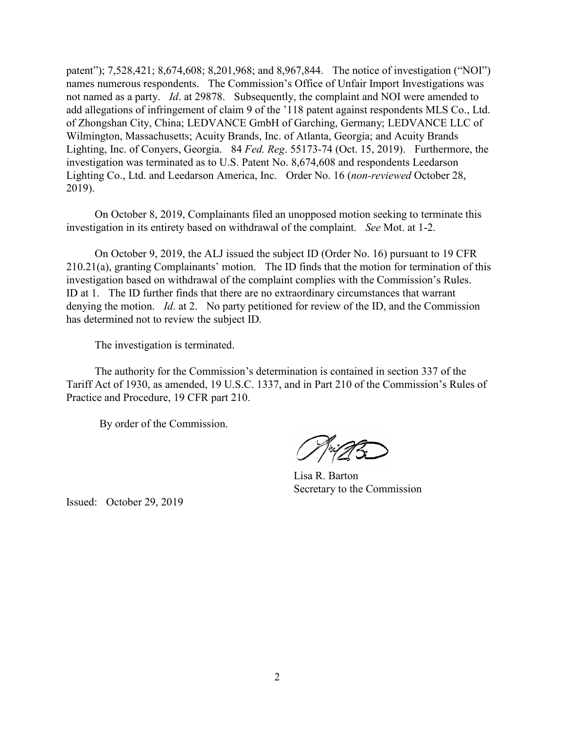patent"); 7,528,421; 8,674,608; 8,201,968; and 8,967,844. The notice of investigation ("NOI") names numerous respondents. The Commission's Office of Unfair Import Investigations was not named as a party. *Id*. at 29878. Subsequently, the complaint and NOI were amended to add allegations of infringement of claim 9 of the '118 patent against respondents MLS Co., Ltd. of Zhongshan City, China; LEDVANCE GmbH of Garching, Germany; LEDVANCE LLC of Wilmington, Massachusetts; Acuity Brands, Inc. of Atlanta, Georgia; and Acuity Brands Lighting, Inc. of Conyers, Georgia. 84 *Fed. Reg*. 55173-74 (Oct. 15, 2019). Furthermore, the investigation was terminated as to U.S. Patent No. 8,674,608 and respondents Leedarson Lighting Co., Ltd. and Leedarson America, Inc. Order No. 16 (*non-reviewed* October 28, 2019).

On October 8, 2019, Complainants filed an unopposed motion seeking to terminate this investigation in its entirety based on withdrawal of the complaint. *See* Mot. at 1-2.

On October 9, 2019, the ALJ issued the subject ID (Order No. 16) pursuant to 19 CFR 210.21(a), granting Complainants' motion. The ID finds that the motion for termination of this investigation based on withdrawal of the complaint complies with the Commission's Rules. ID at 1. The ID further finds that there are no extraordinary circumstances that warrant denying the motion. *Id*. at 2. No party petitioned for review of the ID, and the Commission has determined not to review the subject ID.

The investigation is terminated.

The authority for the Commission's determination is contained in section 337 of the Tariff Act of 1930, as amended, 19 U.S.C. 1337, and in Part 210 of the Commission's Rules of Practice and Procedure, 19 CFR part 210.

By order of the Commission.

Lisa R. Barton
Secretary to the Commission

Issued: October 29, 2019